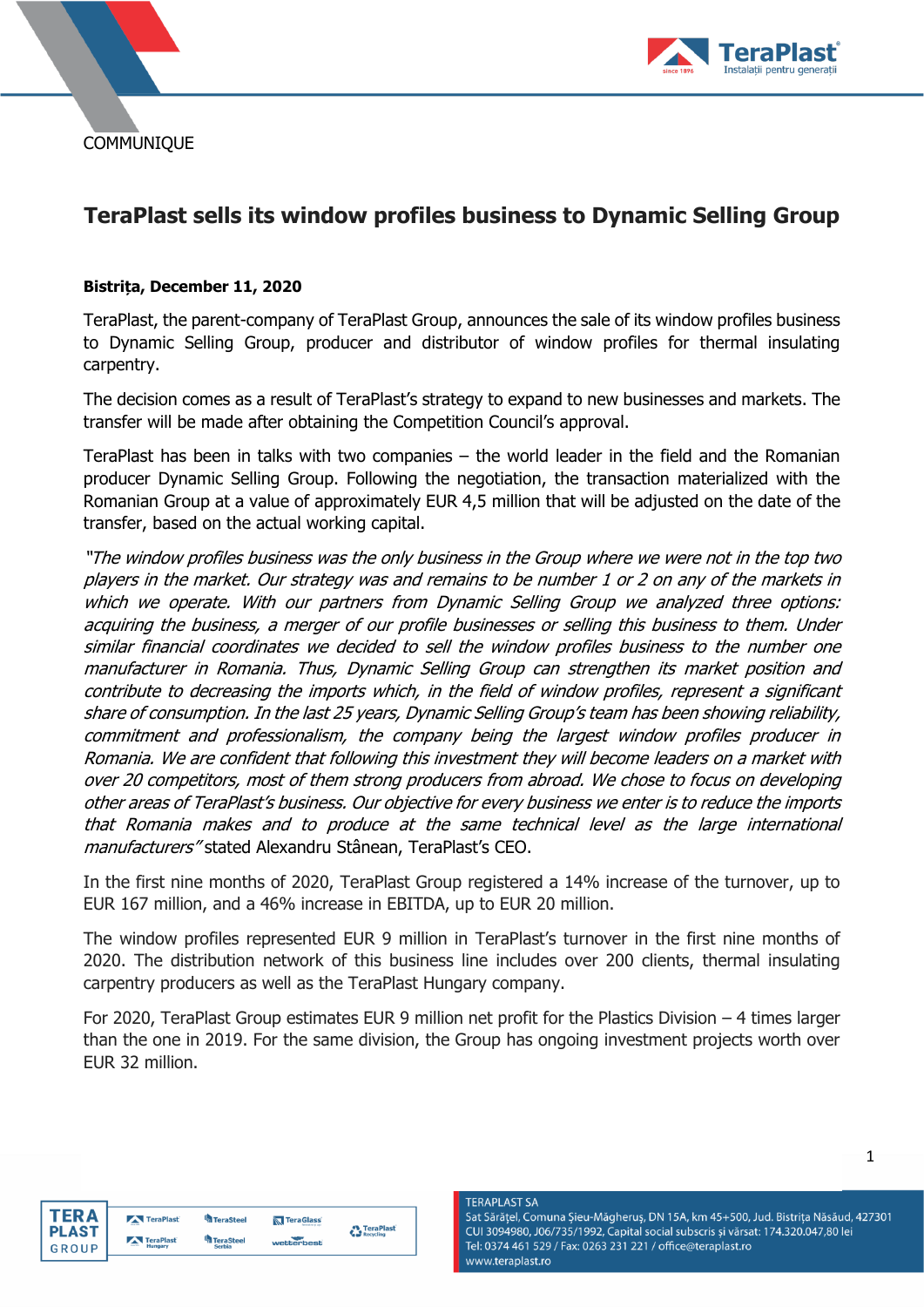COMMUNIQUE

# TeraPlast sells its window profiles business to Dynamic Selling Group

**Bistrița, December 11, 2020**

TeraPlast, the parent-company of TeraPlast Group, announces the sale of its window profiles business to Dynamic Selling Group, producer and distributor of window profiles for thermal insulating carpentry.

The decision comes as a result of TeraPlast's strategy to expand to new businesses and markets. The transfer will be made after obtaining the Competition Council's approval.

TeraPlast has been in talks with two companies – the world leader in the field and the Romanian producer Dynamic Selling Group. Following the negotiation, the transaction materialized with the Romanian Group at a value of approximately EUR 4,5 million that will be adjusted on the date of the transfer, based on the actual working capital.

*"The window profiles business was the only business in the Group where we were not in the top two players in the market. Our strategy was and remains to be number 1 or 2 on any of the markets in which we operate. With our partners from Dynamic Selling Group we analyzed three options: acquiring the business, a merger of our profile businesses or selling this business to them. Under similar financial coordinates we decided to sell the window profiles business to the number one manufacturer in Romania. Thus, Dynamic Selling Group can strengthen its market position and contribute to decreasing the imports which, in the field of window profiles, represent a significant share of consumption. In the last 25 years, Dynamic Selling Group's team has been showing reliability, commitment and professionalism, the company being the largest window profiles producer in Romania. We are confident that following this investment they will become leaders on a market with over 20 competitors, most of them strong producers from abroad. We chose to focus on developing other areas of TeraPlast's business. Our objective for every business we enter is to reduce the imports that Romania makes and to produce at the same technical level as the large international manufacturers"* stated Alexandru Stânean, TeraPlast's CEO.

In the first nine months of 2020, TeraPlast Group registered a 14% increase of the turnover, up to EUR 167 million, and a 46% increase in EBITDA, up to EUR 20 million.

The window profiles represented EUR 9 million in TeraPlast's turnover in the first nine months of 2020. The distribution network of this business line includes over 200 clients, thermal insulating carpentry producers as well as the TeraPlast Hungary company.

For 2020, TeraPlast Group estimates EUR 9 million net profit for the Plastics Division – 4 times larger than the one in 2019. For the same division, the Group has ongoing investment projects worth over EUR 32 million.

TERAPLAST SA
Sat Sărăţel, Comuna Şieu-Măgheruş, DN 15A, km 45+500, Jud. Bistriţa Năsăud, 427301
CUI 3094980, J06/735/1992, Capital social subscris și vărsat: 174.320.047,80 lei
Tel: 0374 461 529 / Fax: 0263 231 221 / office@teraplast.ro
www.teraplast.ro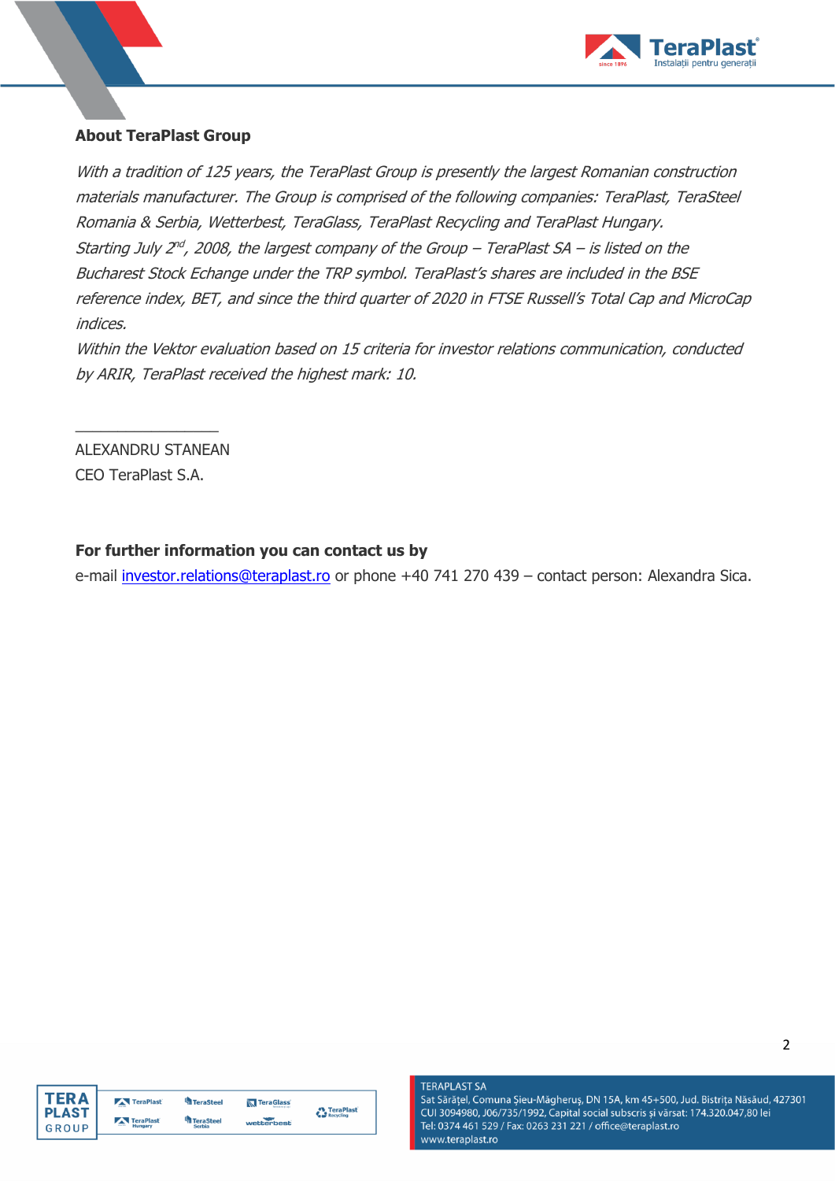**About TeraPlast Group**

*With a tradition of 125 years, the TeraPlast Group is presently the largest Romanian construction materials manufacturer. The Group is comprised of the following companies: TeraPlast, TeraSteel Romania & Serbia, Wetterbest, TeraGlass, TeraPlast Recycling and TeraPlast Hungary.*
*Starting July 2nd, 2008, the largest company of the Group – TeraPlast SA – is listed on the Bucharest Stock Echange under the TRP symbol. TeraPlast's shares are included in the BSE reference index, BET, and since the third quarter of 2020 in FTSE Russell's Total Cap and MicroCap indices.*
*Within the Vektor evaluation based on 15 criteria for investor relations communication, conducted by ARIR, TeraPlast received the highest mark: 10.*

\_\_\_\_\_\_\_\_\_\_\_\_\_\_\_\_\_\_

ALEXANDRU STANEAN
CEO TeraPlast S.A.

**For further information you can contact us by**
e-mail investor.relations@teraplast.ro or phone +40 741 270 439 – contact person: Alexandra Sica.

TERAPLAST SA
Sat Sărățel, Comuna Șieu-Măgheruș, DN 15A, km 45+500, Jud. Bistrița Năsăud, 427301
CUI 3094980, J06/735/1992, Capital social subscris și vărsat: 174.320.047,80 lei
Tel: 0374 461 529 / Fax: 0263 231 221 / office@teraplast.ro
www.teraplast.ro